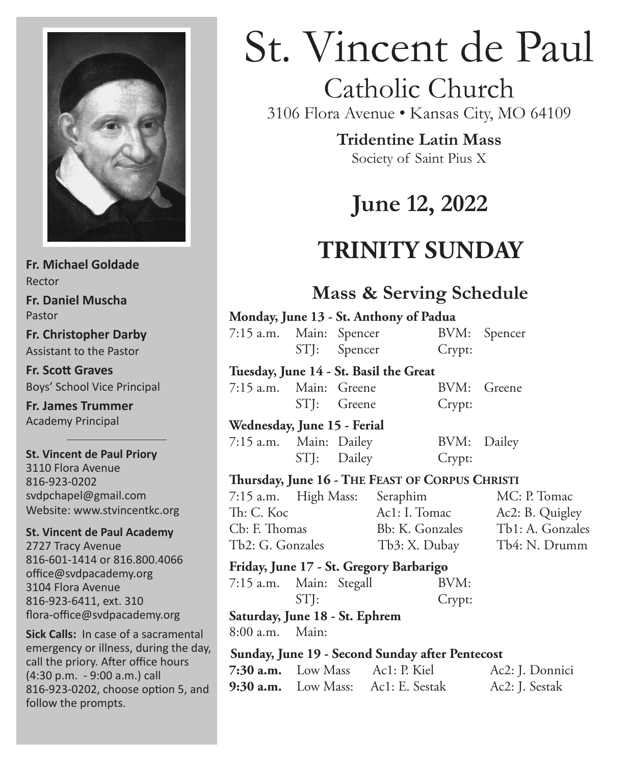# St. Vincent de Paul

## Catholic Church

3106 Flora Avenue • Kansas City, MO 64109

**Tridentine Latin Mass**

Society of Saint Pius X

## June 12, 2022

## TRINITY SUNDAY

### Mass & Serving Schedule

**Monday, June 13 - St. Anthony of Padua**

| | | | | |
|---|---|---|---|---|
| 7:15 a.m. | Main: | Spencer | BVM: | Spencer |
| | STJ: | Spencer | Crypt: | |

**Tuesday, June 14 - St. Basil the Great**

| | | | | |
|---|---|---|---|---|
| 7:15 a.m. | Main: | Greene | BVM: | Greene |
| | STJ: | Greene | Crypt: | |

**Wednesday, June 15 - Ferial**

| | | | | |
|---|---|---|---|---|
| 7:15 a.m. | Main: | Dailey | BVM: | Dailey |
| | STJ: | Dailey | Crypt: | |

**Thursday, June 16 - The Feast of Corpus Christi**

| | | |
|---|---|---|
| 7:15 a.m. High Mass: | Seraphim | MC: P. Tomac |
| Th: C. Koc | Ac1: I. Tomac | Ac2: B. Quigley |
| Cb: F. Thomas | Bb: K. Gonzales | Tb1: A. Gonzales |
| Tb2: G. Gonzales | Tb3: X. Dubay | Tb4: N. Drumm |

**Friday, June 17 - St. Gregory Barbarigo**

| | | | | |
|---|---|---|---|---|
| 7:15 a.m. | Main: | Stegall | BVM: | |
| | STJ: | | Crypt: | |

**Saturday, June 18 - St. Ephrem**

8:00 a.m. Main:

**Sunday, June 19 - Second Sunday after Pentecost**

| | | | |
|---|---|---|---|
| **7:30 a.m.** | Low Mass | Ac1: P. Kiel | Ac2: J. Donnici |
| **9:30 a.m.** | Low Mass: | Ac1: E. Sestak | Ac2: J. Sestak |

---

**Fr. Michael Goldade**
Rector

**Fr. Daniel Muscha**
Pastor

**Fr. Christopher Darby**
Assistant to the Pastor

**Fr. Scott Graves**
Boys' School Vice Principal

**Fr. James Trummer**
Academy Principal

**St. Vincent de Paul Priory**
3110 Flora Avenue
816-923-0202
svdpchapel@gmail.com
Website: www.stvincentkc.org

**St. Vincent de Paul Academy**
2727 Tracy Avenue
816-601-1414 or 816.800.4066
office@svdpacademy.org
3104 Flora Avenue
816-923-6411, ext. 310
flora-office@svdpacademy.org

**Sick Calls:** In case of a sacramental emergency or illness, during the day, call the priory. After office hours (4:30 p.m. - 9:00 a.m.) call 816-923-0202, choose option 5, and follow the prompts.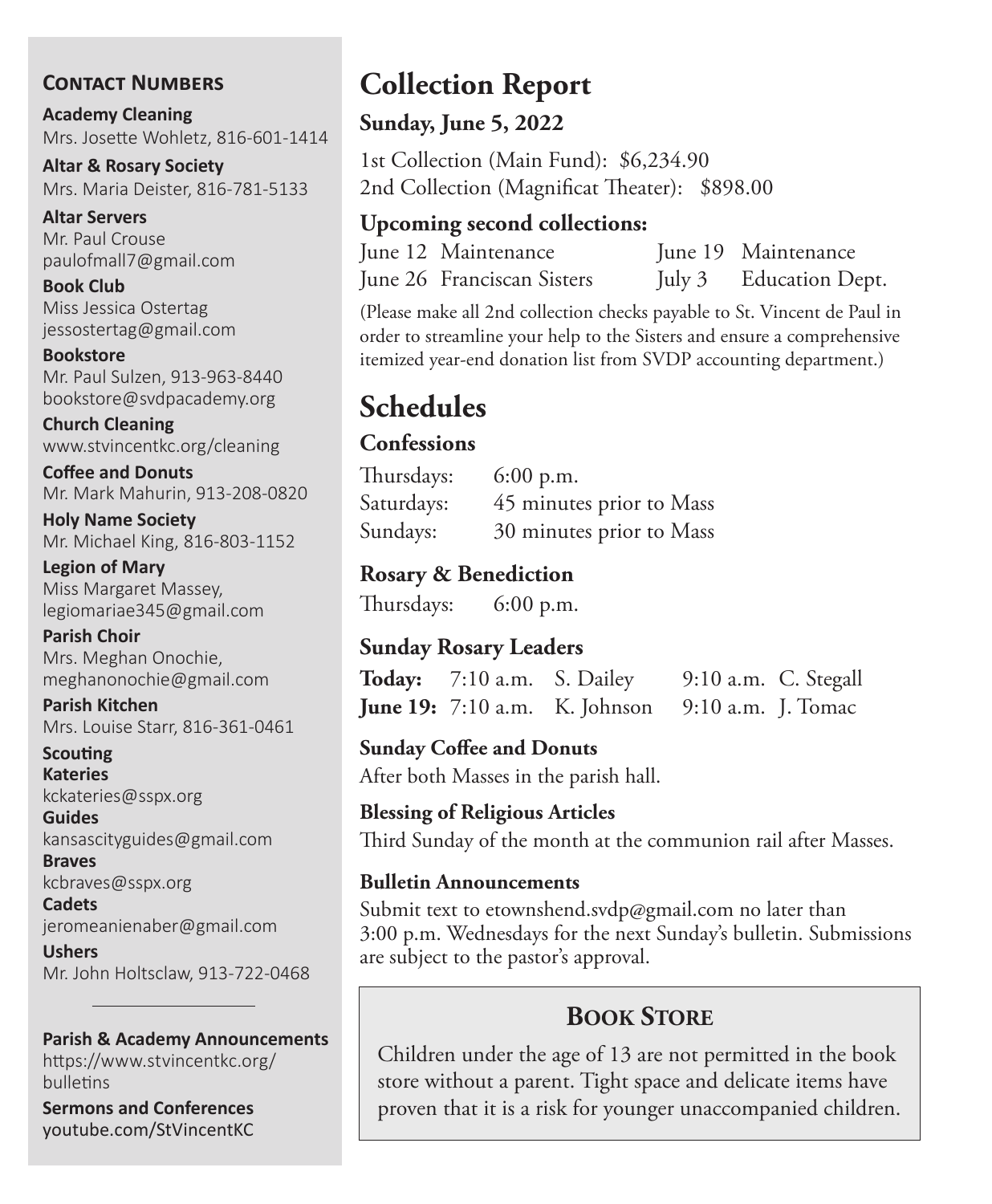## Contact Numbers

**Academy Cleaning**
Mrs. Josette Wohletz, 816-601-1414

**Altar & Rosary Society**
Mrs. Maria Deister, 816-781-5133

**Altar Servers**
Mr. Paul Crouse
paulofmall7@gmail.com

**Book Club**
Miss Jessica Ostertag
jessostertag@gmail.com

**Bookstore**
Mr. Paul Sulzen, 913-963-8440
bookstore@svdpacademy.org

**Church Cleaning**
www.stvincentkc.org/cleaning

**Coffee and Donuts**
Mr. Mark Mahurin, 913-208-0820

**Holy Name Society**
Mr. Michael King, 816-803-1152

**Legion of Mary**
Miss Margaret Massey,
legiomariae345@gmail.com

**Parish Choir**
Mrs. Meghan Onochie,
meghanonochie@gmail.com

**Parish Kitchen**
Mrs. Louise Starr, 816-361-0461

**Scouting**

**Kateries**
kckateries@sspx.org

**Guides**
kansascityguides@gmail.com

**Braves**
kcbraves@sspx.org

**Cadets**
jeromeanienaber@gmail.com

**Ushers**
Mr. John Holtsclaw, 913-722-0468

---

**Parish & Academy Announcements**
https://www.stvincentkc.org/bulletins

**Sermons and Conferences**
youtube.com/StVincentKC

# Collection Report

### Sunday, June 5, 2022

1st Collection (Main Fund): $6,234.90
2nd Collection (Magnificat Theater): $898.00

### Upcoming second collections:

| | | | |
|---|---|---|---|
| June 12 | Maintenance | June 19 | Maintenance |
| June 26 | Franciscan Sisters | July 3 | Education Dept. |

(Please make all 2nd collection checks payable to St. Vincent de Paul in order to streamline your help to the Sisters and ensure a comprehensive itemized year-end donation list from SVDP accounting department.)

# Schedules

### Confessions

Thursdays: 6:00 p.m.
Saturdays: 45 minutes prior to Mass
Sundays: 30 minutes prior to Mass

### Rosary & Benediction

Thursdays: 6:00 p.m.

### Sunday Rosary Leaders

| | | | | |
|---|---|---|---|---|
| **Today:** | 7:10 a.m. | S. Dailey | 9:10 a.m. | C. Stegall |
| **June 19:** | 7:10 a.m. | K. Johnson | 9:10 a.m. | J. Tomac |

**Sunday Coffee and Donuts**
After both Masses in the parish hall.

**Blessing of Religious Articles**
Third Sunday of the month at the communion rail after Masses.

**Bulletin Announcements**
Submit text to etownshend.svdp@gmail.com no later than 3:00 p.m. Wednesdays for the next Sunday's bulletin. Submissions are subject to the pastor's approval.

## Book Store

Children under the age of 13 are not permitted in the book store without a parent. Tight space and delicate items have proven that it is a risk for younger unaccompanied children.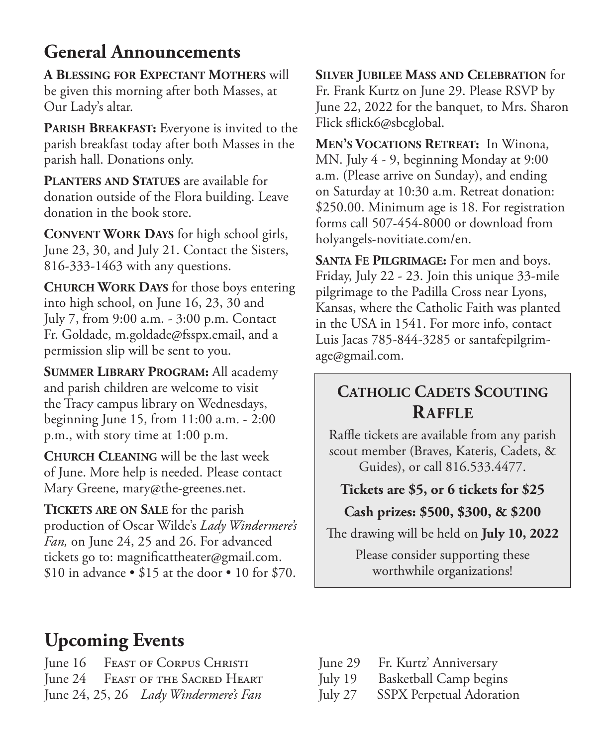## General Announcements

**A Blessing for Expectant Mothers** will be given this morning after both Masses, at Our Lady's altar.

**Parish Breakfast:** Everyone is invited to the parish breakfast today after both Masses in the parish hall. Donations only.

**Planters and Statues** are available for donation outside of the Flora building. Leave donation in the book store.

**Convent Work Days** for high school girls, June 23, 30, and July 21. Contact the Sisters, 816-333-1463 with any questions.

**Church Work Days** for those boys entering into high school, on June 16, 23, 30 and July 7, from 9:00 a.m. - 3:00 p.m. Contact Fr. Goldade, m.goldade@fsspx.email, and a permission slip will be sent to you.

**Summer Library Program:** All academy and parish children are welcome to visit the Tracy campus library on Wednesdays, beginning June 15, from 11:00 a.m. - 2:00 p.m., with story time at 1:00 p.m.

**Church Cleaning** will be the last week of June. More help is needed. Please contact Mary Greene, mary@the-greenes.net.

**Tickets are on Sale** for the parish production of Oscar Wilde's *Lady Windermere's Fan,* on June 24, 25 and 26. For advanced tickets go to: magnificattheater@gmail.com. $10 in advance • $15 at the door • 10 for $70.

**Silver Jubilee Mass and Celebration** for Fr. Frank Kurtz on June 29. Please RSVP by June 22, 2022 for the banquet, to Mrs. Sharon Flick sflick6@sbcglobal.

**Men's Vocations Retreat:** In Winona, MN. July 4 - 9, beginning Monday at 9:00 a.m. (Please arrive on Sunday), and ending on Saturday at 10:30 a.m. Retreat donation: $250.00. Minimum age is 18. For registration forms call 507-454-8000 or download from holyangels-novitiate.com/en.

**Santa Fe Pilgrimage:** For men and boys. Friday, July 22 - 23. Join this unique 33-mile pilgrimage to the Padilla Cross near Lyons, Kansas, where the Catholic Faith was planted in the USA in 1541. For more info, contact Luis Jacas 785-844-3285 or santafepilgrimage@gmail.com.

### Catholic Cadets Scouting Raffle

Raffle tickets are available from any parish scout member (Braves, Kateris, Cadets, & Guides), or call 816.533.4477.

**Tickets are $5, or 6 tickets for $25**

**Cash prizes: $500, $300, & $200**

The drawing will be held on **July 10, 2022**

Please consider supporting these worthwhile organizations!

## Upcoming Events

June 16 Feast of Corpus Christi
June 24 Feast of the Sacred Heart
June 24, 25, 26 *Lady Windermere's Fan*
June 29 Fr. Kurtz' Anniversary
July 19 Basketball Camp begins
July 27 SSPX Perpetual Adoration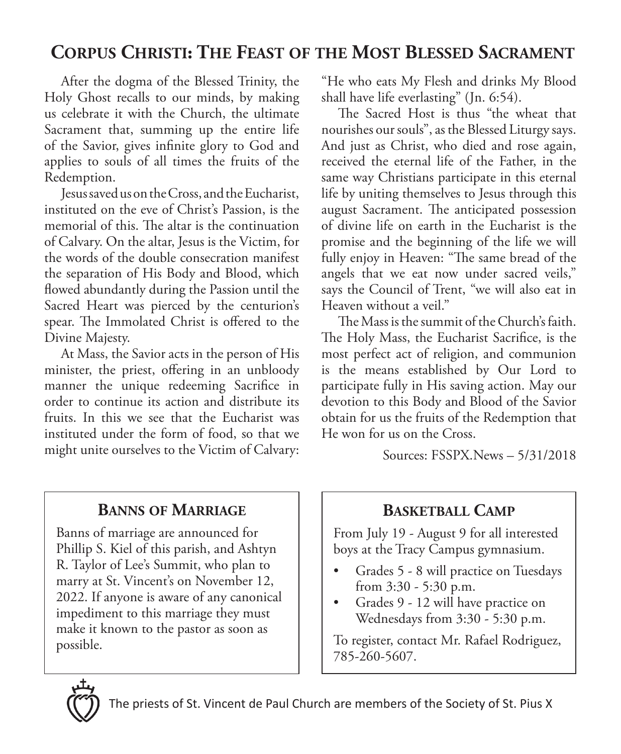# Corpus Christi: The Feast of the Most Blessed Sacrament

After the dogma of the Blessed Trinity, the Holy Ghost recalls to our minds, by making us celebrate it with the Church, the ultimate Sacrament that, summing up the entire life of the Savior, gives infinite glory to God and applies to souls of all times the fruits of the Redemption.

Jesus saved us on the Cross, and the Eucharist, instituted on the eve of Christ's Passion, is the memorial of this. The altar is the continuation of Calvary. On the altar, Jesus is the Victim, for the words of the double consecration manifest the separation of His Body and Blood, which flowed abundantly during the Passion until the Sacred Heart was pierced by the centurion's spear. The Immolated Christ is offered to the Divine Majesty.

At Mass, the Savior acts in the person of His minister, the priest, offering in an unbloody manner the unique redeeming Sacrifice in order to continue its action and distribute its fruits. In this we see that the Eucharist was instituted under the form of food, so that we might unite ourselves to the Victim of Calvary: "He who eats My Flesh and drinks My Blood shall have life everlasting" (Jn. 6:54).

The Sacred Host is thus "the wheat that nourishes our souls", as the Blessed Liturgy says. And just as Christ, who died and rose again, received the eternal life of the Father, in the same way Christians participate in this eternal life by uniting themselves to Jesus through this august Sacrament. The anticipated possession of divine life on earth in the Eucharist is the promise and the beginning of the life we will fully enjoy in Heaven: "The same bread of the angels that we eat now under sacred veils," says the Council of Trent, "we will also eat in Heaven without a veil."

The Mass is the summit of the Church's faith. The Holy Mass, the Eucharist Sacrifice, is the most perfect act of religion, and communion is the means established by Our Lord to participate fully in His saving action. May our devotion to this Body and Blood of the Savior obtain for us the fruits of the Redemption that He won for us on the Cross.

Sources: FSSPX.News – 5/31/2018

## Banns of Marriage

Banns of marriage are announced for Phillip S. Kiel of this parish, and Ashtyn R. Taylor of Lee's Summit, who plan to marry at St. Vincent's on November 12, 2022. If anyone is aware of any canonical impediment to this marriage they must make it known to the pastor as soon as possible.

## Basketball Camp

From July 19 - August 9 for all interested boys at the Tracy Campus gymnasium.

- Grades 5 - 8 will practice on Tuesdays from 3:30 - 5:30 p.m.
- Grades 9 - 12 will have practice on Wednesdays from 3:30 - 5:30 p.m.

To register, contact Mr. Rafael Rodriguez, 785-260-5607.

The priests of St. Vincent de Paul Church are members of the Society of St. Pius X